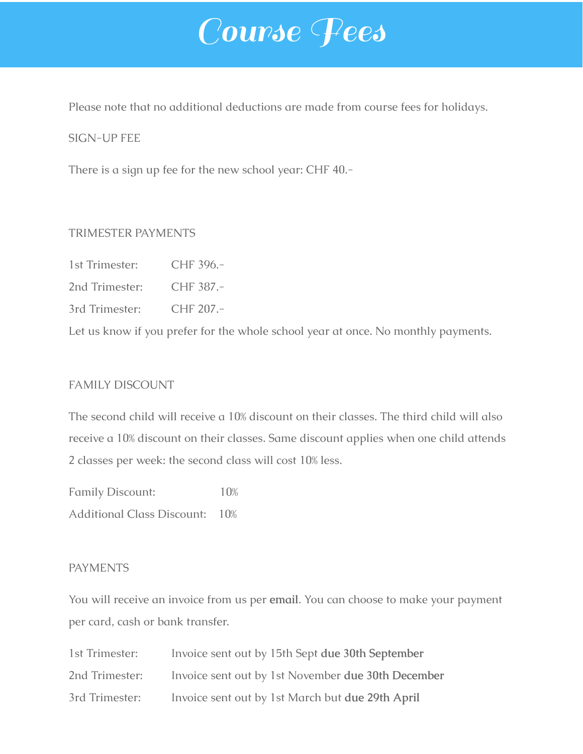# Course Fees

Please note that no additional deductions are made from course fees for holidays.

## SIGN-UP FEE

There is a sign up fee for the new school year: CHF 40.-

## TRIMESTER PAYMENTS

| | |
|---|---|
| 1st Trimester: | CHF 396.- |
| 2nd Trimester: | CHF 387.- |
| 3rd Trimester: | CHF 207.- |

Let us know if you prefer for the whole school year at once. No monthly payments.

## FAMILY DISCOUNT

The second child will receive a 10% discount on their classes. The third child will also receive a 10% discount on their classes. Same discount applies when one child attends 2 classes per week: the second class will cost 10% less.

| | |
|---|---|
| Family Discount: | 10% |
| Additional Class Discount: | 10% |

## PAYMENTS

You will receive an invoice from us per **email**. You can choose to make your payment per card, cash or bank transfer.

| | |
|---|---|
| 1st Trimester: | Invoice sent out by 15th Sept **due 30th September** |
| 2nd Trimester: | Invoice sent out by 1st November **due 30th December** |
| 3rd Trimester: | Invoice sent out by 1st March but **due 29th April** |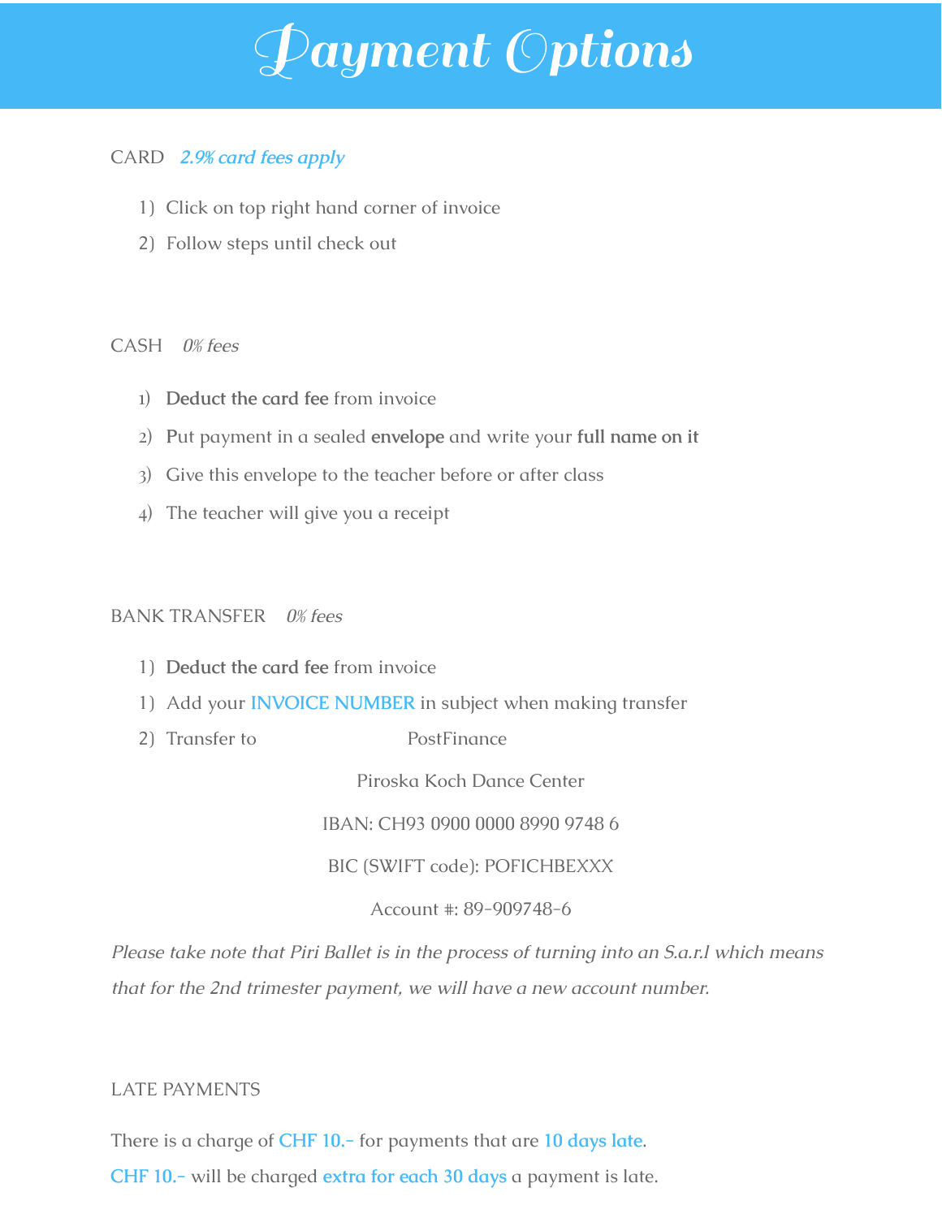# Payment Options

CARD *2.9% card fees apply*

1) Click on top right hand corner of invoice
2) Follow steps until check out

CASH *0% fees*

1) **Deduct the card fee** from invoice
2) Put payment in a sealed **envelope** and write your **full name on it**
3) Give this envelope to the teacher before or after class
4) The teacher will give you a receipt

BANK TRANSFER *0% fees*

1) **Deduct the card fee** from invoice
1) Add your INVOICE NUMBER in subject when making transfer
2) Transfer to PostFinance

Piroska Koch Dance Center

IBAN: CH93 0900 0000 8990 9748 6

BIC (SWIFT code): POFICHBEXXX

Account #: 89-909748-6

*Please take note that Piri Ballet is in the process of turning into an S.a.r.l which means that for the 2nd trimester payment, we will have a new account number.*

LATE PAYMENTS

There is a charge of CHF 10.- for payments that are 10 days late.

CHF 10.- will be charged extra for each 30 days a payment is late.